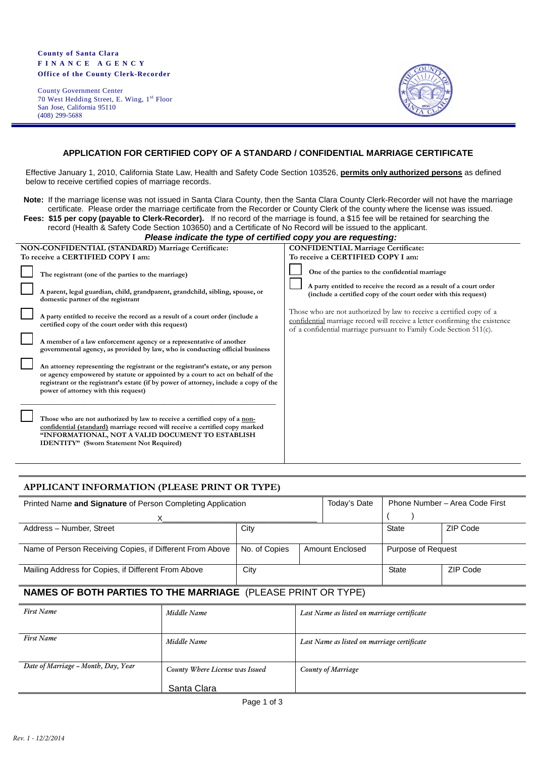**County of Santa Clara**
**FINANCE AGENCY**
**Office of the County Clerk-Recorder**

County Government Center
70 West Hedding Street, E. Wing, 1st Floor
San Jose, California 95110
(408) 299-5688

## APPLICATION FOR CERTIFIED COPY OF A STANDARD / CONFIDENTIAL MARRIAGE CERTIFICATE

Effective January 1, 2010, California State Law, Health and Safety Code Section 103526, **permits only authorized persons** as defined below to receive certified copies of marriage records.

**Note:** If the marriage license was not issued in Santa Clara County, then the Santa Clara County Clerk-Recorder will not have the marriage certificate. Please order the marriage certificate from the Recorder or County Clerk of the county where the license was issued.

**Fees: $15 per copy (payable to Clerk-Recorder).** If no record of the marriage is found, a $15 fee will be retained for searching the record (Health & Safety Code Section 103650) and a Certificate of No Record will be issued to the applicant.

***Please indicate the type of certified copy you are requesting:***

**NON-CONFIDENTIAL (STANDARD) Marriage Certificate:**
**To receive a CERTIFIED COPY I am:**

- ☐ **The registrant (one of the parties to the marriage)**
- ☐ **A parent, legal guardian, child, grandparent, grandchild, sibling, spouse, or domestic partner of the registrant**
- ☐ **A party entitled to receive the record as a result of a court order (include a certified copy of the court order with this request)**
- ☐ **A member of a law enforcement agency or a representative of another governmental agency, as provided by law, who is conducting official business**
- ☐ **An attorney representing the registrant or the registrant's estate, or any person or agency empowered by statute or appointed by a court to act on behalf of the registrant or the registrant's estate (if by power of attorney, include a copy of the power of attorney with this request)**

---

- ☐ **Those who are not authorized by law to receive a certified copy of a non-confidential (standard) marriage record will receive a certified copy marked "INFORMATIONAL, NOT A VALID DOCUMENT TO ESTABLISH IDENTITY" (Sworn Statement Not Required)**

**CONFIDENTIAL Marriage Certificate:**
**To receive a CERTIFIED COPY I am:**

- ☐ **One of the parties to the confidential marriage**
- ☐ **A party entitled to receive the record as a result of a court order (include a certified copy of the court order with this request)**

Those who are not authorized by law to receive a certified copy of a confidential marriage record will receive a letter confirming the existence of a confidential marriage pursuant to Family Code Section 511(c).

## APPLICANT INFORMATION (PLEASE PRINT OR TYPE)

| Printed Name **and Signature** of Person Completing Application | | | Today's Date | Phone Number – Area Code First | |
|---|---|---|---|---|---|
| X | | | | ( ) | |
| Address – Number, Street | City | | | State | ZIP Code |
| Name of Person Receiving Copies, if Different From Above | No. of Copies | Amount Enclosed | | Purpose of Request | |
| Mailing Address for Copies, if Different From Above | City | | | State | ZIP Code |

## NAMES OF BOTH PARTIES TO THE MARRIAGE (PLEASE PRINT OR TYPE)

| *First Name* | *Middle Name* | *Last Name as listed on marriage certificate* |
|---|---|---|
| *First Name* | *Middle Name* | *Last Name as listed on marriage certificate* |
| *Date of Marriage – Month, Day, Year* | *County Where License was Issued*<br>Santa Clara | *County of Marriage* |

*Rev. 1 - 12/2/2014*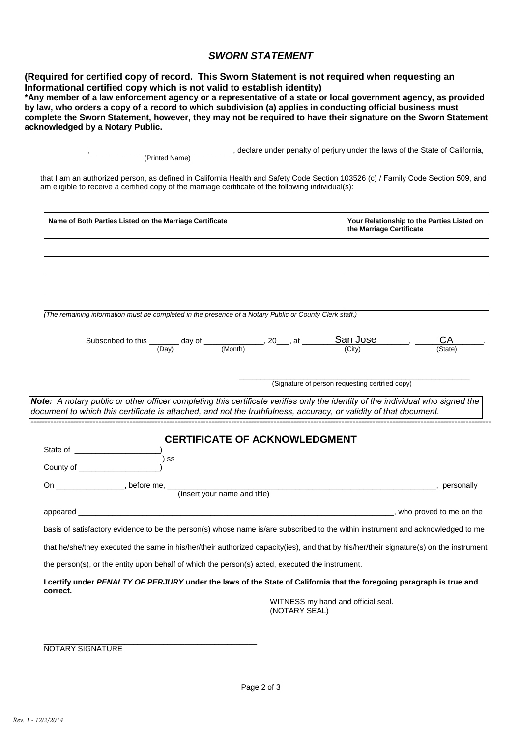## *SWORN STATEMENT*

**(Required for certified copy of record. This Sworn Statement is not required when requesting an Informational certified copy which is not valid to establish identity)**

**\*Any member of a law enforcement agency or a representative of a state or local government agency, as provided by law, who orders a copy of a record to which subdivision (a) applies in conducting official business must complete the Sworn Statement, however, they may not be required to have their signature on the Sworn Statement acknowledged by a Notary Public.**

I, _______________________________, declare under penalty of perjury under the laws of the State of California,
(Printed Name)

that I am an authorized person, as defined in California Health and Safety Code Section 103526 (c) / Family Code Section 509, and am eligible to receive a certified copy of the marriage certificate of the following individual(s):

| Name of Both Parties Listed on the Marriage Certificate | Your Relationship to the Parties Listed on the Marriage Certificate |
|---|---|
| | |
| | |
| | |
| | |

*(The remaining information must be completed in the presence of a Notary Public or County Clerk staff.)*

Subscribed to this _______ day of _____________, 20___, at San Jose, CA.
(Day) (Month) (City) (State)

_______________________________________________
(Signature of person requesting certified copy)

***Note:*** *A notary public or other officer completing this certificate verifies only the identity of the individual who signed the document to which this certificate is attached, and not the truthfulness, accuracy, or validity of that document.*

---

## CERTIFICATE OF ACKNOWLEDGMENT

State of ___________________)
) ss
County of __________________)

On _______________, before me, ______________________________________________________, personally
(Insert your name and title)

appeared __________________________________________________________________________, who proved to me on the basis of satisfactory evidence to be the person(s) whose name is/are subscribed to the within instrument and acknowledged to me that he/she/they executed the same in his/her/their authorized capacity(ies), and that by his/her/their signature(s) on the instrument the person(s), or the entity upon behalf of which the person(s) acted, executed the instrument.

**I certify under *PENALTY OF PERJURY* under the laws of the State of California that the foregoing paragraph is true and correct.**

WITNESS my hand and official seal.
(NOTARY SEAL)

_______________________________________________
NOTARY SIGNATURE

*Rev. 1 - 12/2/2014*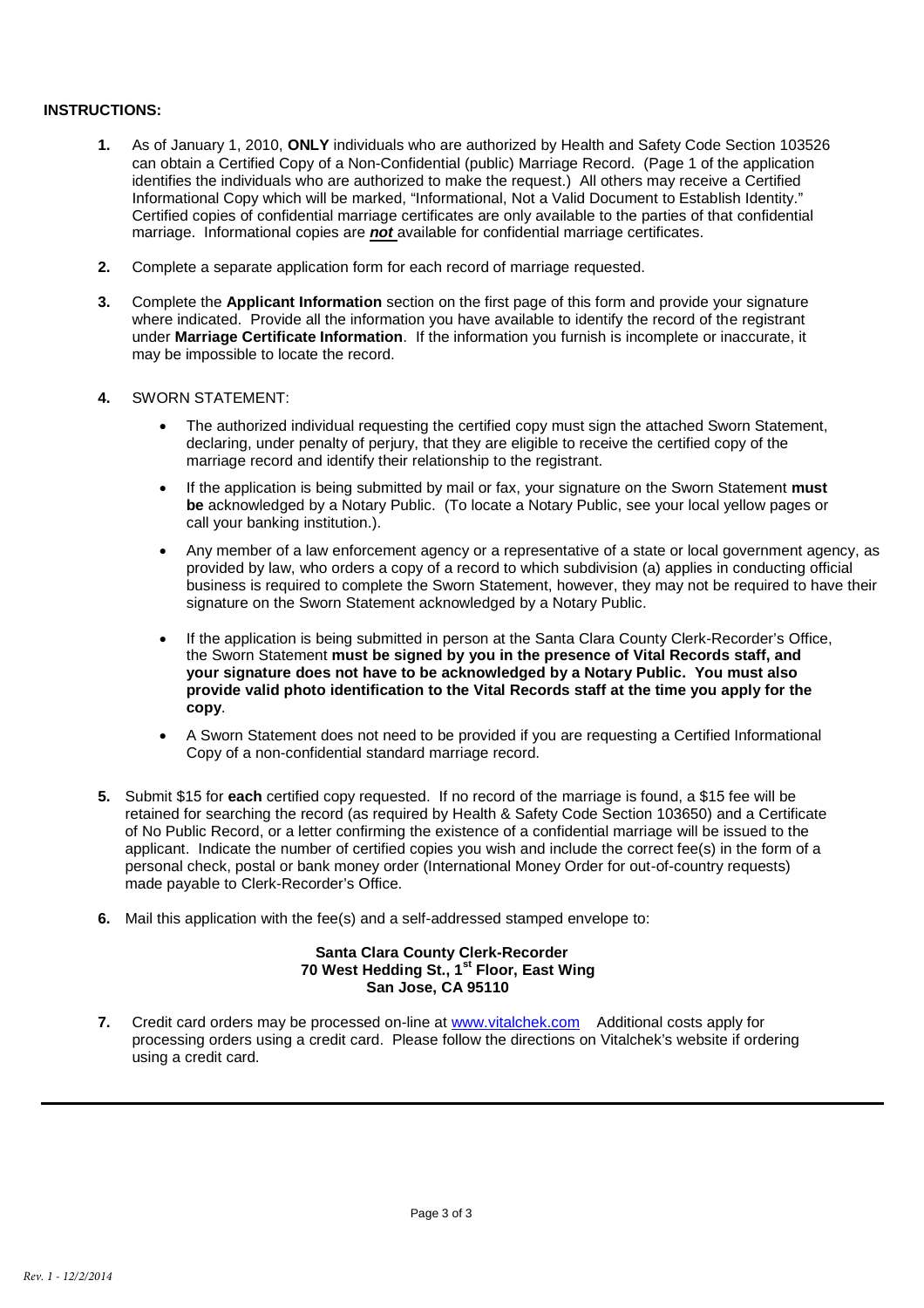**INSTRUCTIONS:**

1. As of January 1, 2010, **ONLY** individuals who are authorized by Health and Safety Code Section 103526 can obtain a Certified Copy of a Non-Confidential (public) Marriage Record. (Page 1 of the application identifies the individuals who are authorized to make the request.) All others may receive a Certified Informational Copy which will be marked, "Informational, Not a Valid Document to Establish Identity." Certified copies of confidential marriage certificates are only available to the parties of that confidential marriage. Informational copies are ***not*** available for confidential marriage certificates.

2. Complete a separate application form for each record of marriage requested.

3. Complete the **Applicant Information** section on the first page of this form and provide your signature where indicated. Provide all the information you have available to identify the record of the registrant under **Marriage Certificate Information**. If the information you furnish is incomplete or inaccurate, it may be impossible to locate the record.

4. SWORN STATEMENT:

   - The authorized individual requesting the certified copy must sign the attached Sworn Statement, declaring, under penalty of perjury, that they are eligible to receive the certified copy of the marriage record and identify their relationship to the registrant.
   - If the application is being submitted by mail or fax, your signature on the Sworn Statement **must be** acknowledged by a Notary Public. (To locate a Notary Public, see your local yellow pages or call your banking institution.).
   - Any member of a law enforcement agency or a representative of a state or local government agency, as provided by law, who orders a copy of a record to which subdivision (a) applies in conducting official business is required to complete the Sworn Statement, however, they may not be required to have their signature on the Sworn Statement acknowledged by a Notary Public.
   - If the application is being submitted in person at the Santa Clara County Clerk-Recorder's Office, the Sworn Statement **must be signed by you in the presence of Vital Records staff, and your signature does not have to be acknowledged by a Notary Public. You must also provide valid photo identification to the Vital Records staff at the time you apply for the copy**.
   - A Sworn Statement does not need to be provided if you are requesting a Certified Informational Copy of a non-confidential standard marriage record.

5. Submit $15 for **each** certified copy requested. If no record of the marriage is found, a $15 fee will be retained for searching the record (as required by Health & Safety Code Section 103650) and a Certificate of No Public Record, or a letter confirming the existence of a confidential marriage will be issued to the applicant. Indicate the number of certified copies you wish and include the correct fee(s) in the form of a personal check, postal or bank money order (International Money Order for out-of-country requests) made payable to Clerk-Recorder's Office.

6. Mail this application with the fee(s) and a self-addressed stamped envelope to:

   **Santa Clara County Clerk-Recorder**
   **70 West Hedding St., 1st Floor, East Wing**
   **San Jose, CA 95110**

7. Credit card orders may be processed on-line at www.vitalchek.com Additional costs apply for processing orders using a credit card. Please follow the directions on Vitalchek's website if ordering using a credit card.

*Rev. 1 - 12/2/2014*